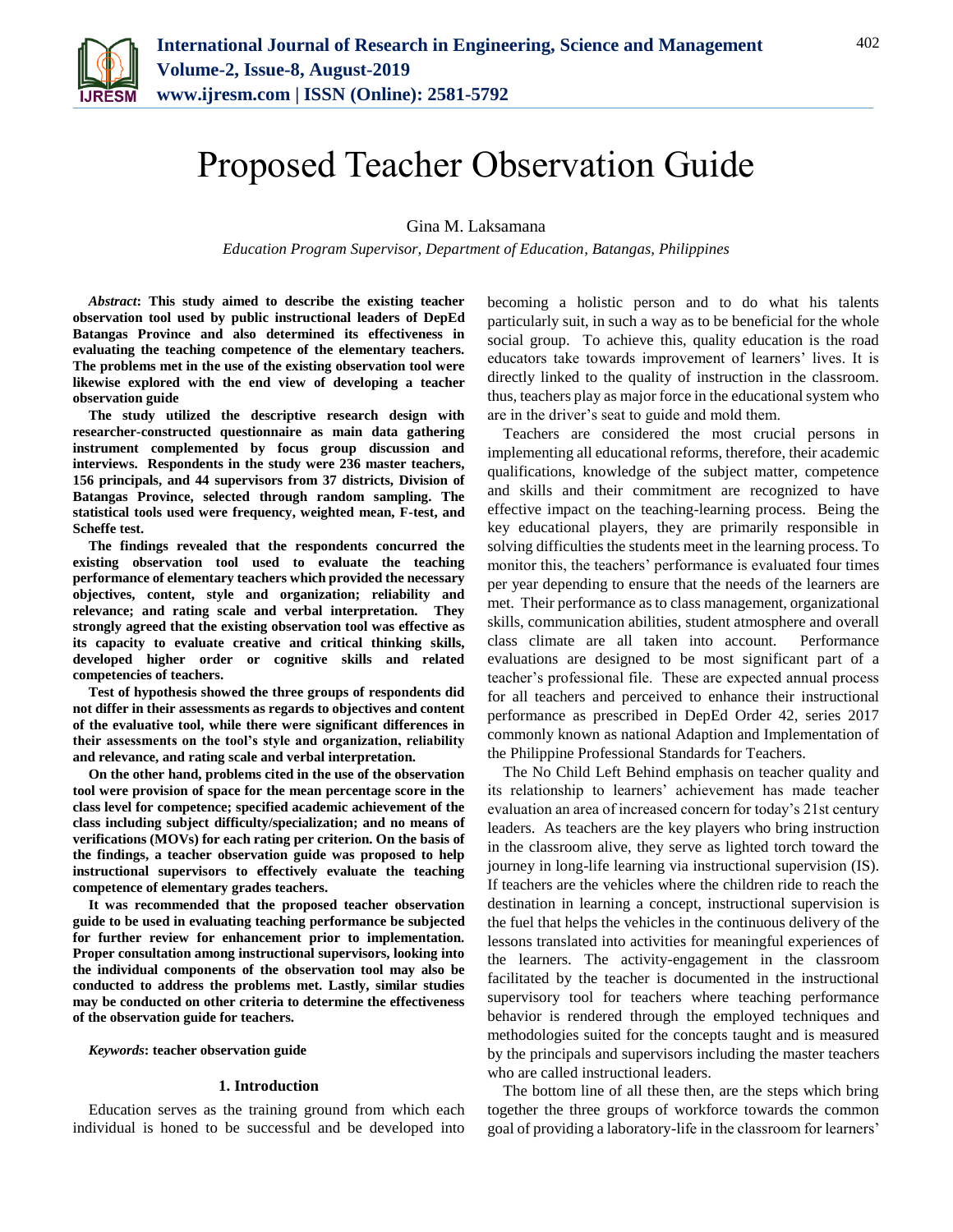# Proposed Teacher Observation Guide

Gina M. Laksamana

*Education Program Supervisor, Department of Education, Batangas, Philippines*

***Abstract*: This study aimed to describe the existing teacher observation tool used by public instructional leaders of DepEd Batangas Province and also determined its effectiveness in evaluating the teaching competence of the elementary teachers. The problems met in the use of the existing observation tool were likewise explored with the end view of developing a teacher observation guide**

**The study utilized the descriptive research design with researcher-constructed questionnaire as main data gathering instrument complemented by focus group discussion and interviews. Respondents in the study were 236 master teachers, 156 principals, and 44 supervisors from 37 districts, Division of Batangas Province, selected through random sampling. The statistical tools used were frequency, weighted mean, F-test, and Scheffe test.**

**The findings revealed that the respondents concurred the existing observation tool used to evaluate the teaching performance of elementary teachers which provided the necessary objectives, content, style and organization; reliability and relevance; and rating scale and verbal interpretation. They strongly agreed that the existing observation tool was effective as its capacity to evaluate creative and critical thinking skills, developed higher order or cognitive skills and related competencies of teachers.**

**Test of hypothesis showed the three groups of respondents did not differ in their assessments as regards to objectives and content of the evaluative tool, while there were significant differences in their assessments on the tool's style and organization, reliability and relevance, and rating scale and verbal interpretation.**

**On the other hand, problems cited in the use of the observation tool were provision of space for the mean percentage score in the class level for competence; specified academic achievement of the class including subject difficulty/specialization; and no means of verifications (MOVs) for each rating per criterion. On the basis of the findings, a teacher observation guide was proposed to help instructional supervisors to effectively evaluate the teaching competence of elementary grades teachers.**

**It was recommended that the proposed teacher observation guide to be used in evaluating teaching performance be subjected for further review for enhancement prior to implementation. Proper consultation among instructional supervisors, looking into the individual components of the observation tool may also be conducted to address the problems met. Lastly, similar studies may be conducted on other criteria to determine the effectiveness of the observation guide for teachers.**

***Keywords*: teacher observation guide**

## 1. Introduction

Education serves as the training ground from which each individual is honed to be successful and be developed into becoming a holistic person and to do what his talents particularly suit, in such a way as to be beneficial for the whole social group. To achieve this, quality education is the road educators take towards improvement of learners' lives. It is directly linked to the quality of instruction in the classroom. thus, teachers play as major force in the educational system who are in the driver's seat to guide and mold them.

Teachers are considered the most crucial persons in implementing all educational reforms, therefore, their academic qualifications, knowledge of the subject matter, competence and skills and their commitment are recognized to have effective impact on the teaching-learning process. Being the key educational players, they are primarily responsible in solving difficulties the students meet in the learning process. To monitor this, the teachers' performance is evaluated four times per year depending to ensure that the needs of the learners are met. Their performance as to class management, organizational skills, communication abilities, student atmosphere and overall class climate are all taken into account. Performance evaluations are designed to be most significant part of a teacher's professional file. These are expected annual process for all teachers and perceived to enhance their instructional performance as prescribed in DepEd Order 42, series 2017 commonly known as national Adaption and Implementation of the Philippine Professional Standards for Teachers.

The No Child Left Behind emphasis on teacher quality and its relationship to learners' achievement has made teacher evaluation an area of increased concern for today's 21st century leaders. As teachers are the key players who bring instruction in the classroom alive, they serve as lighted torch toward the journey in long-life learning via instructional supervision (IS). If teachers are the vehicles where the children ride to reach the destination in learning a concept, instructional supervision is the fuel that helps the vehicles in the continuous delivery of the lessons translated into activities for meaningful experiences of the learners. The activity-engagement in the classroom facilitated by the teacher is documented in the instructional supervisory tool for teachers where teaching performance behavior is rendered through the employed techniques and methodologies suited for the concepts taught and is measured by the principals and supervisors including the master teachers who are called instructional leaders.

The bottom line of all these then, are the steps which bring together the three groups of workforce towards the common goal of providing a laboratory-life in the classroom for learners'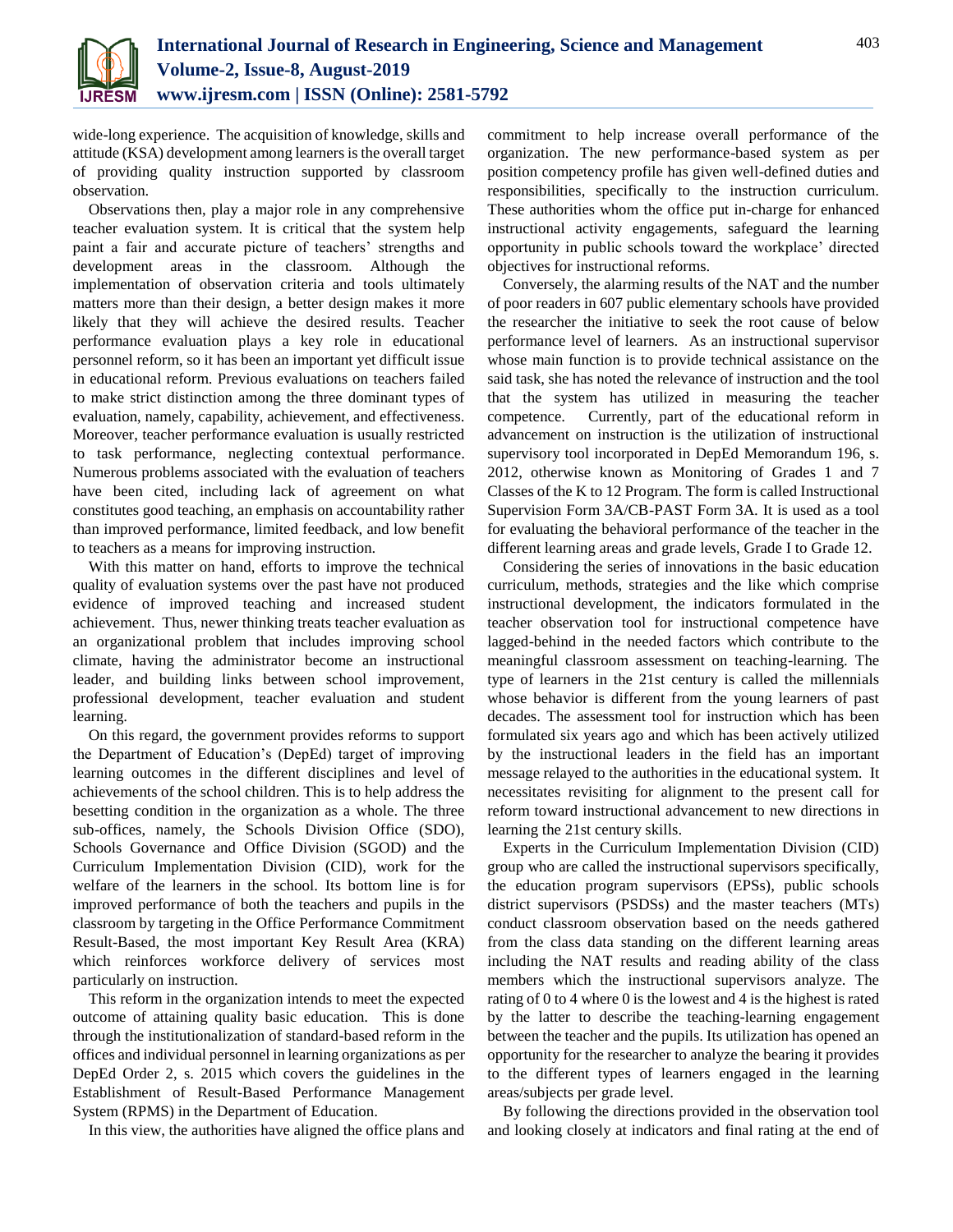wide-long experience. The acquisition of knowledge, skills and attitude (KSA) development among learners is the overall target of providing quality instruction supported by classroom observation.

Observations then, play a major role in any comprehensive teacher evaluation system. It is critical that the system help paint a fair and accurate picture of teachers' strengths and development areas in the classroom. Although the implementation of observation criteria and tools ultimately matters more than their design, a better design makes it more likely that they will achieve the desired results. Teacher performance evaluation plays a key role in educational personnel reform, so it has been an important yet difficult issue in educational reform. Previous evaluations on teachers failed to make strict distinction among the three dominant types of evaluation, namely, capability, achievement, and effectiveness. Moreover, teacher performance evaluation is usually restricted to task performance, neglecting contextual performance. Numerous problems associated with the evaluation of teachers have been cited, including lack of agreement on what constitutes good teaching, an emphasis on accountability rather than improved performance, limited feedback, and low benefit to teachers as a means for improving instruction.

With this matter on hand, efforts to improve the technical quality of evaluation systems over the past have not produced evidence of improved teaching and increased student achievement. Thus, newer thinking treats teacher evaluation as an organizational problem that includes improving school climate, having the administrator become an instructional leader, and building links between school improvement, professional development, teacher evaluation and student learning.

On this regard, the government provides reforms to support the Department of Education's (DepEd) target of improving learning outcomes in the different disciplines and level of achievements of the school children. This is to help address the besetting condition in the organization as a whole. The three sub-offices, namely, the Schools Division Office (SDO), Schools Governance and Office Division (SGOD) and the Curriculum Implementation Division (CID), work for the welfare of the learners in the school. Its bottom line is for improved performance of both the teachers and pupils in the classroom by targeting in the Office Performance Commitment Result-Based, the most important Key Result Area (KRA) which reinforces workforce delivery of services most particularly on instruction.

This reform in the organization intends to meet the expected outcome of attaining quality basic education. This is done through the institutionalization of standard-based reform in the offices and individual personnel in learning organizations as per DepEd Order 2, s. 2015 which covers the guidelines in the Establishment of Result-Based Performance Management System (RPMS) in the Department of Education.

In this view, the authorities have aligned the office plans and commitment to help increase overall performance of the organization. The new performance-based system as per position competency profile has given well-defined duties and responsibilities, specifically to the instruction curriculum. These authorities whom the office put in-charge for enhanced instructional activity engagements, safeguard the learning opportunity in public schools toward the workplace' directed objectives for instructional reforms.

Conversely, the alarming results of the NAT and the number of poor readers in 607 public elementary schools have provided the researcher the initiative to seek the root cause of below performance level of learners. As an instructional supervisor whose main function is to provide technical assistance on the said task, she has noted the relevance of instruction and the tool that the system has utilized in measuring the teacher competence. Currently, part of the educational reform in advancement on instruction is the utilization of instructional supervisory tool incorporated in DepEd Memorandum 196, s. 2012, otherwise known as Monitoring of Grades 1 and 7 Classes of the K to 12 Program. The form is called Instructional Supervision Form 3A/CB-PAST Form 3A. It is used as a tool for evaluating the behavioral performance of the teacher in the different learning areas and grade levels, Grade I to Grade 12.

Considering the series of innovations in the basic education curriculum, methods, strategies and the like which comprise instructional development, the indicators formulated in the teacher observation tool for instructional competence have lagged-behind in the needed factors which contribute to the meaningful classroom assessment on teaching-learning. The type of learners in the 21st century is called the millennials whose behavior is different from the young learners of past decades. The assessment tool for instruction which has been formulated six years ago and which has been actively utilized by the instructional leaders in the field has an important message relayed to the authorities in the educational system. It necessitates revisiting for alignment to the present call for reform toward instructional advancement to new directions in learning the 21st century skills.

Experts in the Curriculum Implementation Division (CID) group who are called the instructional supervisors specifically, the education program supervisors (EPSs), public schools district supervisors (PSDSs) and the master teachers (MTs) conduct classroom observation based on the needs gathered from the class data standing on the different learning areas including the NAT results and reading ability of the class members which the instructional supervisors analyze. The rating of 0 to 4 where 0 is the lowest and 4 is the highest is rated by the latter to describe the teaching-learning engagement between the teacher and the pupils. Its utilization has opened an opportunity for the researcher to analyze the bearing it provides to the different types of learners engaged in the learning areas/subjects per grade level.

By following the directions provided in the observation tool and looking closely at indicators and final rating at the end of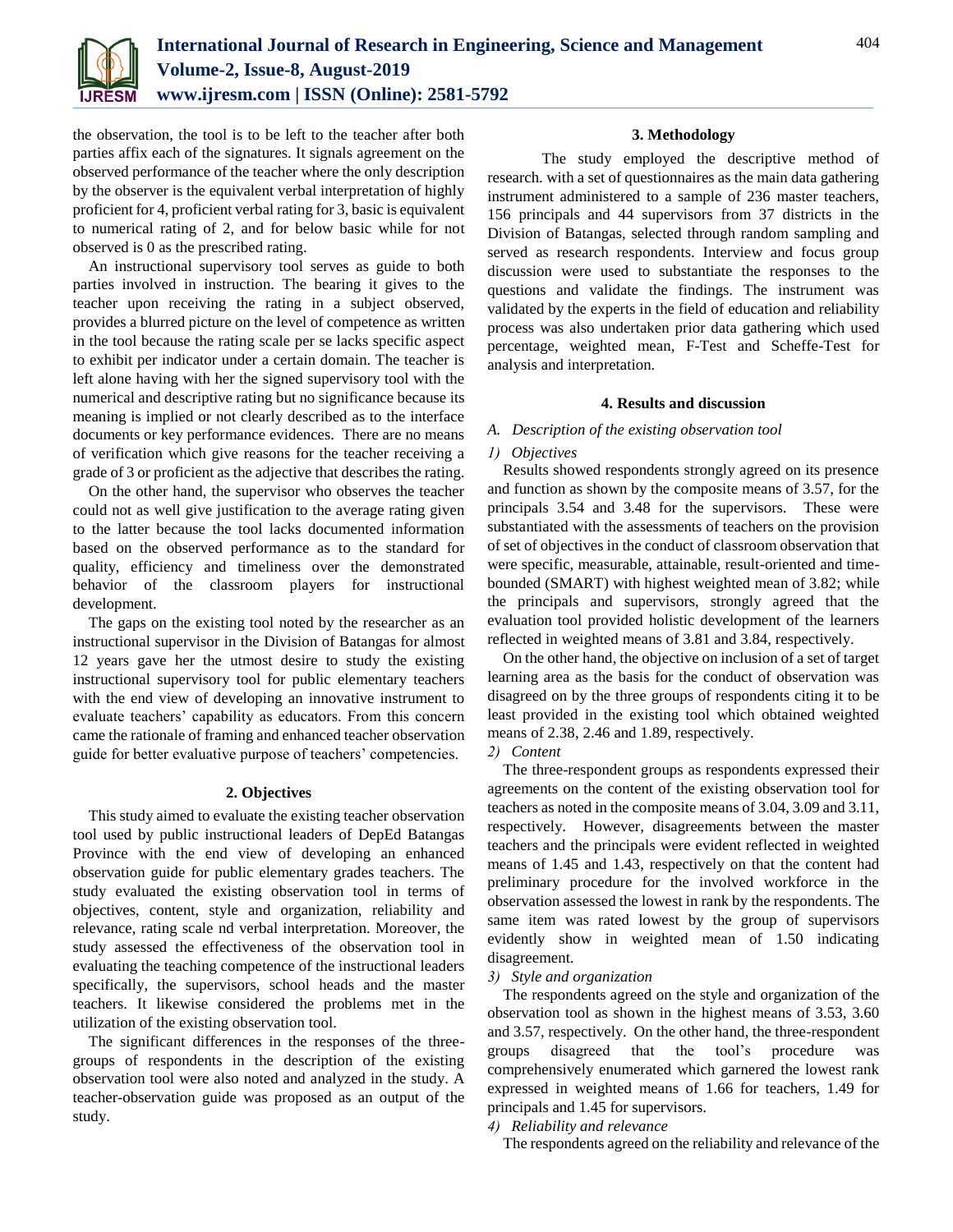the observation, the tool is to be left to the teacher after both parties affix each of the signatures. It signals agreement on the observed performance of the teacher where the only description by the observer is the equivalent verbal interpretation of highly proficient for 4, proficient verbal rating for 3, basic is equivalent to numerical rating of 2, and for below basic while for not observed is 0 as the prescribed rating.

An instructional supervisory tool serves as guide to both parties involved in instruction. The bearing it gives to the teacher upon receiving the rating in a subject observed, provides a blurred picture on the level of competence as written in the tool because the rating scale per se lacks specific aspect to exhibit per indicator under a certain domain. The teacher is left alone having with her the signed supervisory tool with the numerical and descriptive rating but no significance because its meaning is implied or not clearly described as to the interface documents or key performance evidences. There are no means of verification which give reasons for the teacher receiving a grade of 3 or proficient as the adjective that describes the rating.

On the other hand, the supervisor who observes the teacher could not as well give justification to the average rating given to the latter because the tool lacks documented information based on the observed performance as to the standard for quality, efficiency and timeliness over the demonstrated behavior of the classroom players for instructional development.

The gaps on the existing tool noted by the researcher as an instructional supervisor in the Division of Batangas for almost 12 years gave her the utmost desire to study the existing instructional supervisory tool for public elementary teachers with the end view of developing an innovative instrument to evaluate teachers' capability as educators. From this concern came the rationale of framing and enhanced teacher observation guide for better evaluative purpose of teachers' competencies.

## 2. Objectives

This study aimed to evaluate the existing teacher observation tool used by public instructional leaders of DepEd Batangas Province with the end view of developing an enhanced observation guide for public elementary grades teachers. The study evaluated the existing observation tool in terms of objectives, content, style and organization, reliability and relevance, rating scale nd verbal interpretation. Moreover, the study assessed the effectiveness of the observation tool in evaluating the teaching competence of the instructional leaders specifically, the supervisors, school heads and the master teachers. It likewise considered the problems met in the utilization of the existing observation tool.

The significant differences in the responses of the three-groups of respondents in the description of the existing observation tool were also noted and analyzed in the study. A teacher-observation guide was proposed as an output of the study.

## 3. Methodology

The study employed the descriptive method of research. with a set of questionnaires as the main data gathering instrument administered to a sample of 236 master teachers, 156 principals and 44 supervisors from 37 districts in the Division of Batangas, selected through random sampling and served as research respondents. Interview and focus group discussion were used to substantiate the responses to the questions and validate the findings. The instrument was validated by the experts in the field of education and reliability process was also undertaken prior data gathering which used percentage, weighted mean, F-Test and Scheffe-Test for analysis and interpretation.

## 4. Results and discussion

### *A. Description of the existing observation tool*

#### *1) Objectives*

Results showed respondents strongly agreed on its presence and function as shown by the composite means of 3.57, for the principals 3.54 and 3.48 for the supervisors. These were substantiated with the assessments of teachers on the provision of set of objectives in the conduct of classroom observation that were specific, measurable, attainable, result-oriented and time-bounded (SMART) with highest weighted mean of 3.82; while the principals and supervisors, strongly agreed that the evaluation tool provided holistic development of the learners reflected in weighted means of 3.81 and 3.84, respectively.

On the other hand, the objective on inclusion of a set of target learning area as the basis for the conduct of observation was disagreed on by the three groups of respondents citing it to be least provided in the existing tool which obtained weighted means of 2.38, 2.46 and 1.89, respectively.

#### *2) Content*

The three-respondent groups as respondents expressed their agreements on the content of the existing observation tool for teachers as noted in the composite means of 3.04, 3.09 and 3.11, respectively. However, disagreements between the master teachers and the principals were evident reflected in weighted means of 1.45 and 1.43, respectively on that the content had preliminary procedure for the involved workforce in the observation assessed the lowest in rank by the respondents. The same item was rated lowest by the group of supervisors evidently show in weighted mean of 1.50 indicating disagreement.

#### *3) Style and organization*

The respondents agreed on the style and organization of the observation tool as shown in the highest means of 3.53, 3.60 and 3.57, respectively. On the other hand, the three-respondent groups disagreed that the tool's procedure was comprehensively enumerated which garnered the lowest rank expressed in weighted means of 1.66 for teachers, 1.49 for principals and 1.45 for supervisors.

#### *4) Reliability and relevance*

The respondents agreed on the reliability and relevance of the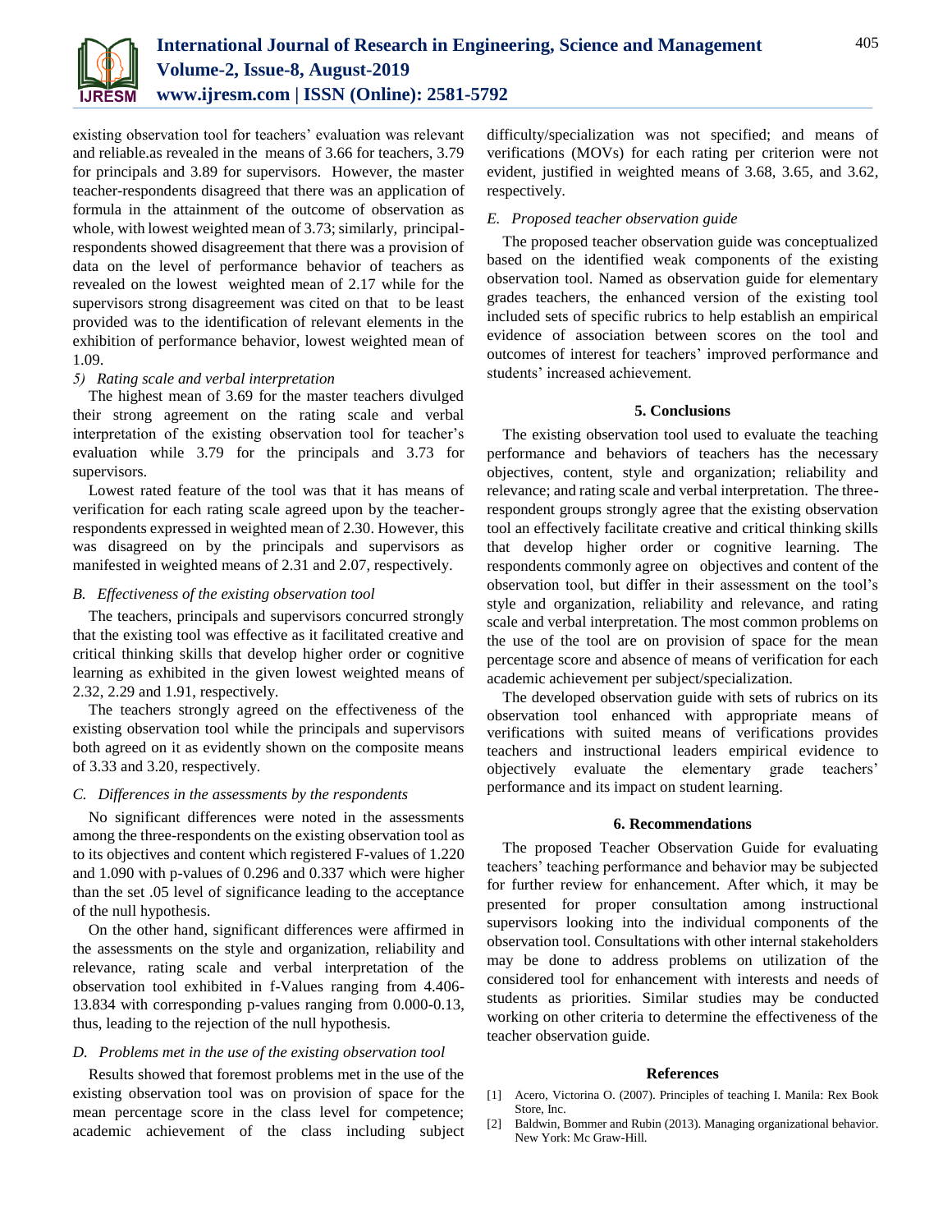existing observation tool for teachers' evaluation was relevant and reliable.as revealed in the means of 3.66 for teachers, 3.79 for principals and 3.89 for supervisors. However, the master teacher-respondents disagreed that there was an application of formula in the attainment of the outcome of observation as whole, with lowest weighted mean of 3.73; similarly, principal-respondents showed disagreement that there was a provision of data on the level of performance behavior of teachers as revealed on the lowest weighted mean of 2.17 while for the supervisors strong disagreement was cited on that to be least provided was to the identification of relevant elements in the exhibition of performance behavior, lowest weighted mean of 1.09.

*5) Rating scale and verbal interpretation*

The highest mean of 3.69 for the master teachers divulged their strong agreement on the rating scale and verbal interpretation of the existing observation tool for teacher's evaluation while 3.79 for the principals and 3.73 for supervisors.

Lowest rated feature of the tool was that it has means of verification for each rating scale agreed upon by the teacher-respondents expressed in weighted mean of 2.30. However, this was disagreed on by the principals and supervisors as manifested in weighted means of 2.31 and 2.07, respectively.

### B. Effectiveness of the existing observation tool

The teachers, principals and supervisors concurred strongly that the existing tool was effective as it facilitated creative and critical thinking skills that develop higher order or cognitive learning as exhibited in the given lowest weighted means of 2.32, 2.29 and 1.91, respectively.

The teachers strongly agreed on the effectiveness of the existing observation tool while the principals and supervisors both agreed on it as evidently shown on the composite means of 3.33 and 3.20, respectively.

### C. Differences in the assessments by the respondents

No significant differences were noted in the assessments among the three-respondents on the existing observation tool as to its objectives and content which registered F-values of 1.220 and 1.090 with p-values of 0.296 and 0.337 which were higher than the set .05 level of significance leading to the acceptance of the null hypothesis.

On the other hand, significant differences were affirmed in the assessments on the style and organization, reliability and relevance, rating scale and verbal interpretation of the observation tool exhibited in f-Values ranging from 4.406-13.834 with corresponding p-values ranging from 0.000-0.13, thus, leading to the rejection of the null hypothesis.

### D. Problems met in the use of the existing observation tool

Results showed that foremost problems met in the use of the existing observation tool was on provision of space for the mean percentage score in the class level for competence; academic achievement of the class including subject difficulty/specialization was not specified; and means of verifications (MOVs) for each rating per criterion were not evident, justified in weighted means of 3.68, 3.65, and 3.62, respectively.

### E. Proposed teacher observation guide

The proposed teacher observation guide was conceptualized based on the identified weak components of the existing observation tool. Named as observation guide for elementary grades teachers, the enhanced version of the existing tool included sets of specific rubrics to help establish an empirical evidence of association between scores on the tool and outcomes of interest for teachers' improved performance and students' increased achievement.

## 5. Conclusions

The existing observation tool used to evaluate the teaching performance and behaviors of teachers has the necessary objectives, content, style and organization; reliability and relevance; and rating scale and verbal interpretation. The three-respondent groups strongly agree that the existing observation tool an effectively facilitate creative and critical thinking skills that develop higher order or cognitive learning. The respondents commonly agree on objectives and content of the observation tool, but differ in their assessment on the tool's style and organization, reliability and relevance, and rating scale and verbal interpretation. The most common problems on the use of the tool are on provision of space for the mean percentage score and absence of means of verification for each academic achievement per subject/specialization.

The developed observation guide with sets of rubrics on its observation tool enhanced with appropriate means of verifications with suited means of verifications provides teachers and instructional leaders empirical evidence to objectively evaluate the elementary grade teachers' performance and its impact on student learning.

## 6. Recommendations

The proposed Teacher Observation Guide for evaluating teachers' teaching performance and behavior may be subjected for further review for enhancement. After which, it may be presented for proper consultation among instructional supervisors looking into the individual components of the observation tool. Consultations with other internal stakeholders may be done to address problems on utilization of the considered tool for enhancement with interests and needs of students as priorities. Similar studies may be conducted working on other criteria to determine the effectiveness of the teacher observation guide.

## References

[1] Acero, Victorina O. (2007). Principles of teaching I. Manila: Rex Book Store, Inc.

[2] Baldwin, Bommer and Rubin (2013). Managing organizational behavior. New York: Mc Graw-Hill.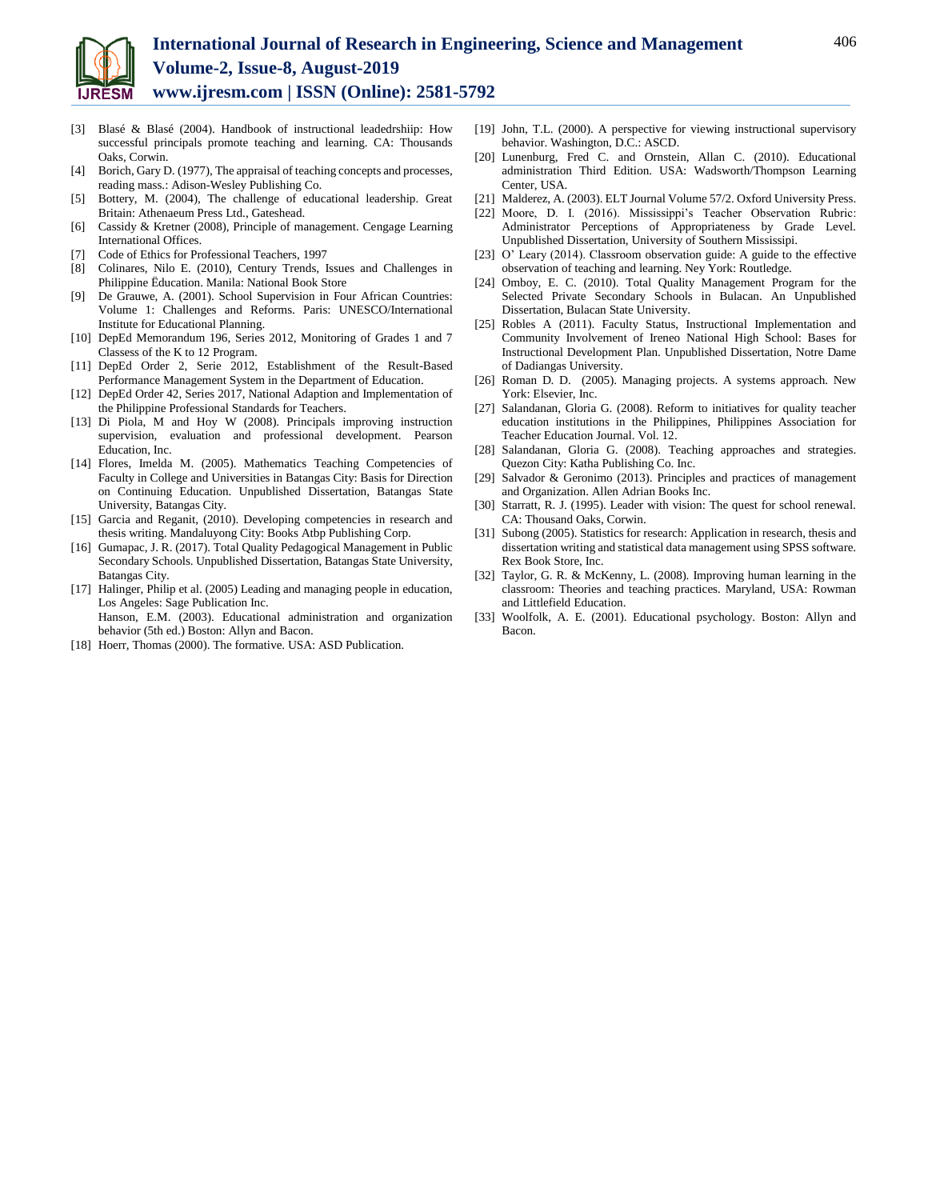[3] Blasé & Blasé (2004). Handbook of instructional leadedrshiip: How successful principals promote teaching and learning. CA: Thousands Oaks, Corwin.

[4] Borich, Gary D. (1977), The appraisal of teaching concepts and processes, reading mass.: Adison-Wesley Publishing Co.

[5] Bottery, M. (2004), The challenge of educational leadership. Great Britain: Athenaeum Press Ltd., Gateshead.

[6] Cassidy & Kretner (2008), Principle of management. Cengage Learning International Offices.

[7] Code of Ethics for Professional Teachers, 1997

[8] Colinares, Nilo E. (2010), Century Trends, Issues and Challenges in Philippine Ëducation. Manila: National Book Store

[9] De Grauwe, A. (2001). School Supervision in Four African Countries: Volume 1: Challenges and Reforms. Paris: UNESCO/International Institute for Educational Planning.

[10] DepEd Memorandum 196, Series 2012, Monitoring of Grades 1 and 7 Classess of the K to 12 Program.

[11] DepEd Order 2, Serie 2012, Establishment of the Result-Based Performance Management System in the Department of Education.

[12] DepEd Order 42, Series 2017, National Adaption and Implementation of the Philippine Professional Standards for Teachers.

[13] Di Piola, M and Hoy W (2008). Principals improving instruction supervision, evaluation and professional development. Pearson Education, Inc.

[14] Flores, Imelda M. (2005). Mathematics Teaching Competencies of Faculty in College and Universities in Batangas City: Basis for Direction on Continuing Education. Unpublished Dissertation, Batangas State University, Batangas City.

[15] Garcia and Reganit, (2010). Developing competencies in research and thesis writing. Mandaluyong City: Books Atbp Publishing Corp.

[16] Gumapac, J. R. (2017). Total Quality Pedagogical Management in Public Secondary Schools. Unpublished Dissertation, Batangas State University, Batangas City.

[17] Halinger, Philip et al. (2005) Leading and managing people in education, Los Angeles: Sage Publication Inc.
Hanson, E.M. (2003). Educational administration and organization behavior (5th ed.) Boston: Allyn and Bacon.

[18] Hoerr, Thomas (2000). The formative. USA: ASD Publication.

[19] John, T.L. (2000). A perspective for viewing instructional supervisory behavior. Washington, D.C.: ASCD.

[20] Lunenburg, Fred C. and Ornstein, Allan C. (2010). Educational administration Third Edition. USA: Wadsworth/Thompson Learning Center, USA.

[21] Malderez, A. (2003). ELT Journal Volume 57/2. Oxford University Press.

[22] Moore, D. I. (2016). Mississippi's Teacher Observation Rubric: Administrator Perceptions of Appropriateness by Grade Level. Unpublished Dissertation, University of Southern Mississipi.

[23] O' Leary (2014). Classroom observation guide: A guide to the effective observation of teaching and learning. Ney York: Routledge.

[24] Omboy, E. C. (2010). Total Quality Management Program for the Selected Private Secondary Schools in Bulacan. An Unpublished Dissertation, Bulacan State University.

[25] Robles A (2011). Faculty Status, Instructional Implementation and Community Involvement of Ireneo National High School: Bases for Instructional Development Plan. Unpublished Dissertation, Notre Dame of Dadiangas University.

[26] Roman D. D. (2005). Managing projects. A systems approach. New York: Elsevier, Inc.

[27] Salandanan, Gloria G. (2008). Reform to initiatives for quality teacher education institutions in the Philippines, Philippines Association for Teacher Education Journal. Vol. 12.

[28] Salandanan, Gloria G. (2008). Teaching approaches and strategies. Quezon City: Katha Publishing Co. Inc.

[29] Salvador & Geronimo (2013). Principles and practices of management and Organization. Allen Adrian Books Inc.

[30] Starratt, R. J. (1995). Leader with vision: The quest for school renewal. CA: Thousand Oaks, Corwin.

[31] Subong (2005). Statistics for research: Application in research, thesis and dissertation writing and statistical data management using SPSS software. Rex Book Store, Inc.

[32] Taylor, G. R. & McKenny, L. (2008). Improving human learning in the classroom: Theories and teaching practices. Maryland, USA: Rowman and Littlefield Education.

[33] Woolfolk, A. E. (2001). Educational psychology. Boston: Allyn and Bacon.